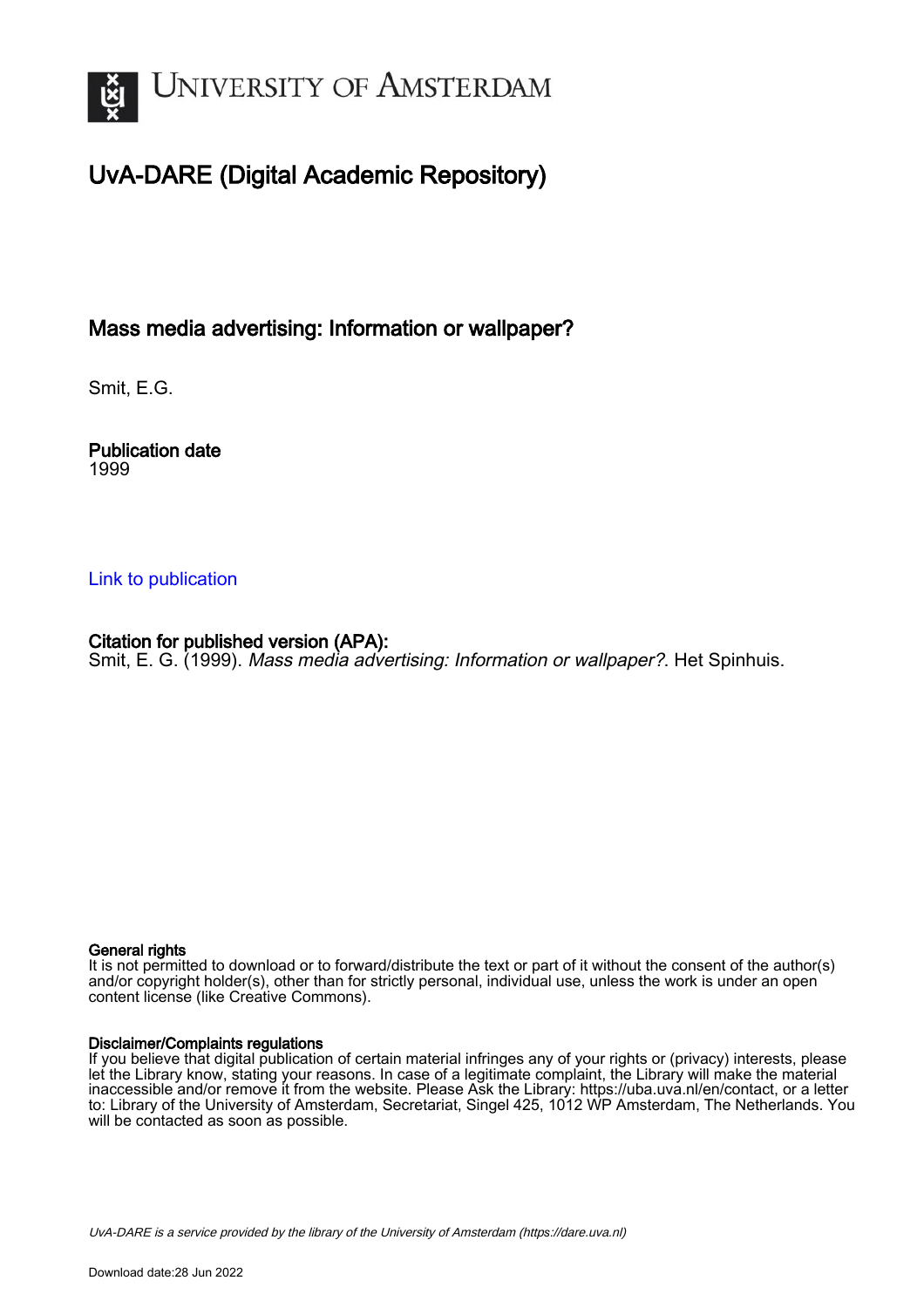# UvA-DARE (Digital Academic Repository)

## Mass media advertising: Information or wallpaper?

Smit, E.G.

**Publication date**
1999

Link to publication

**Citation for published version (APA):**
Smit, E. G. (1999). *Mass media advertising: Information or wallpaper?*. Het Spinhuis.

**General rights**
It is not permitted to download or to forward/distribute the text or part of it without the consent of the author(s) and/or copyright holder(s), other than for strictly personal, individual use, unless the work is under an open content license (like Creative Commons).

**Disclaimer/Complaints regulations**
If you believe that digital publication of certain material infringes any of your rights or (privacy) interests, please let the Library know, stating your reasons. In case of a legitimate complaint, the Library will make the material inaccessible and/or remove it from the website. Please Ask the Library: https://uba.uva.nl/en/contact, or a letter to: Library of the University of Amsterdam, Secretariat, Singel 425, 1012 WP Amsterdam, The Netherlands. You will be contacted as soon as possible.

*UvA-DARE is a service provided by the library of the University of Amsterdam (https://dare.uva.nl)*

Download date:28 Jun 2022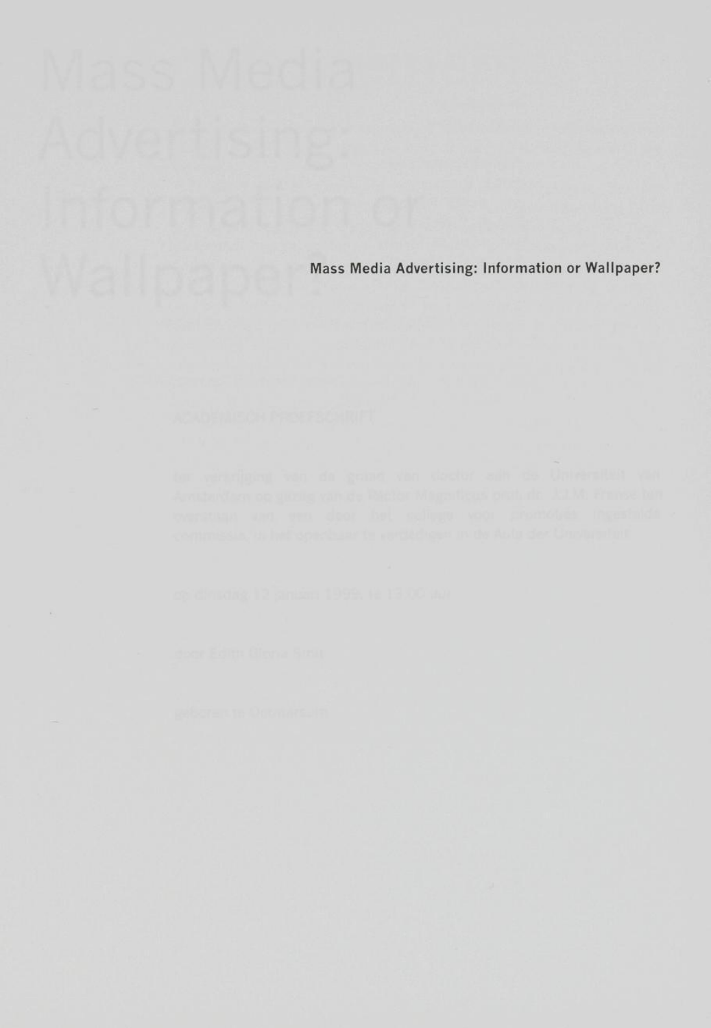# Mass Media Advertising: Information or Wallpaper?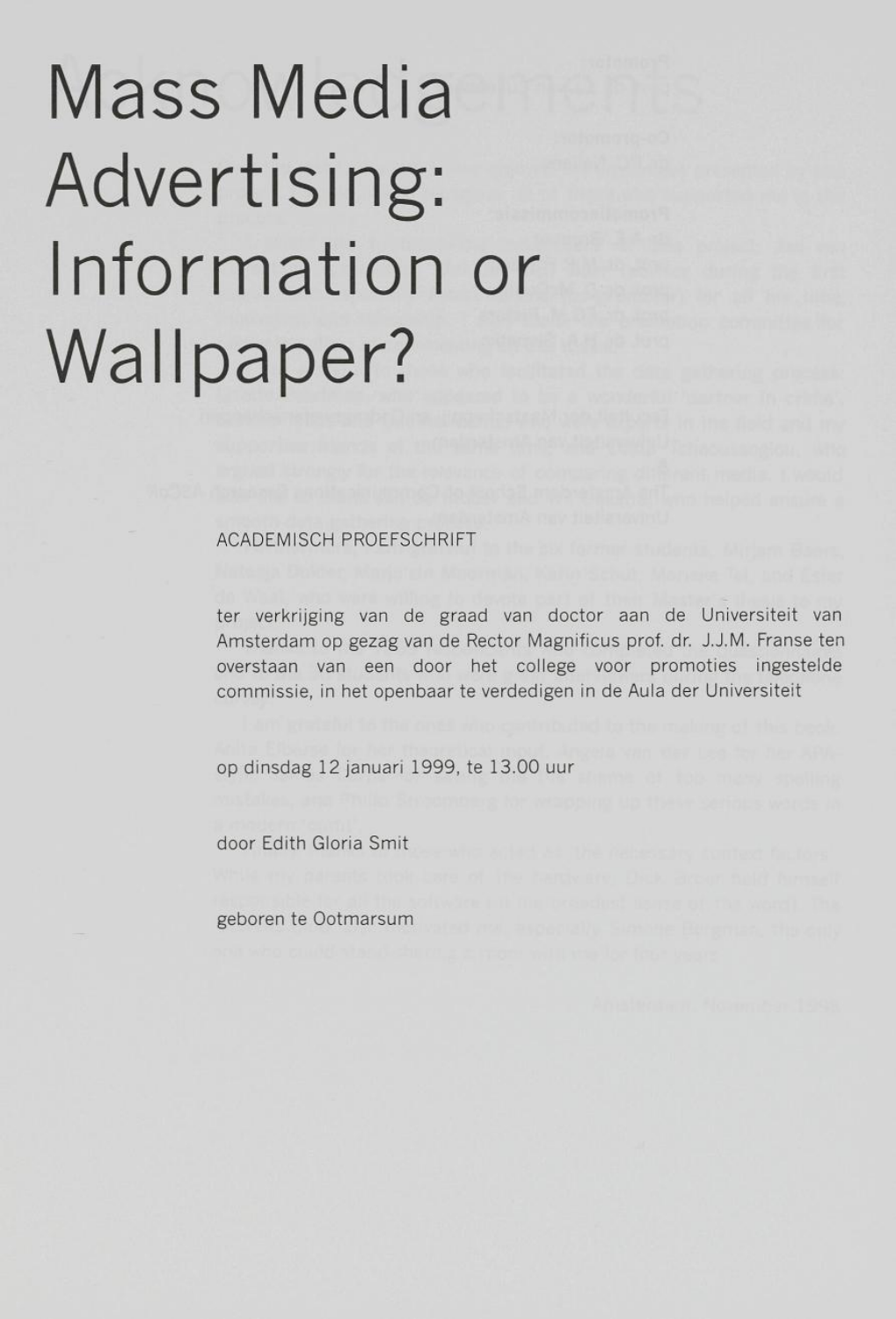# Mass Media Advertising: Information or Wallpaper?

ACADEMISCH PROEFSCHRIFT

ter verkrijging van de graad van doctor aan de Universiteit van Amsterdam op gezag van de Rector Magnificus prof. dr. J.J.M. Franse ten overstaan van een door het college voor promoties ingestelde commissie, in het openbaar te verdedigen in de Aula der Universiteit

op dinsdag 12 januari 1999, te 13.00 uur

door Edith Gloria Smit

geboren te Ootmarsum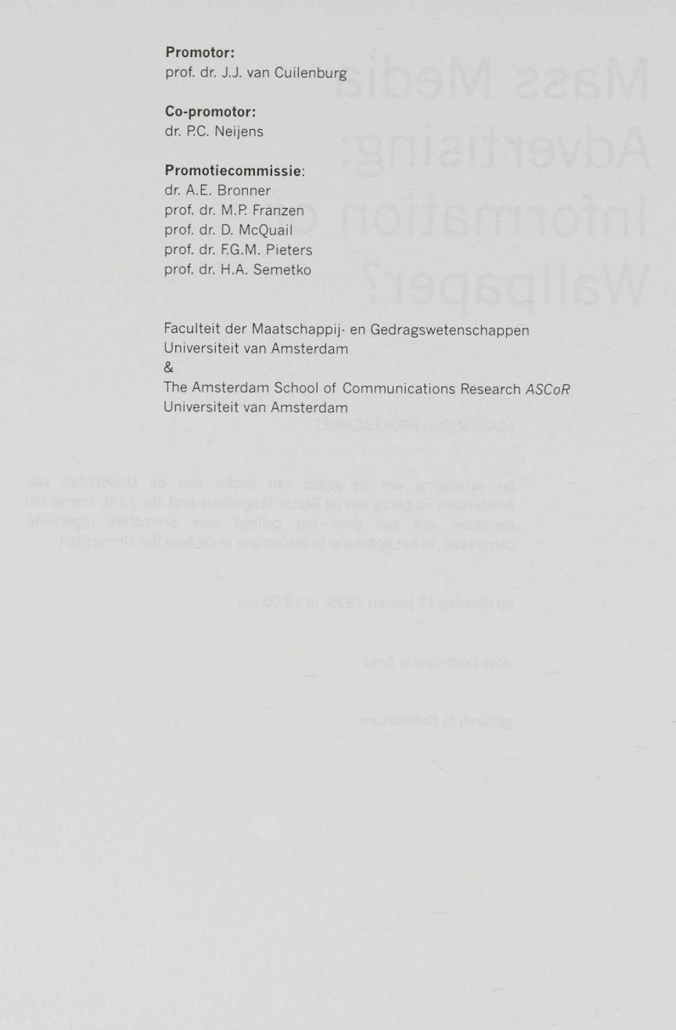**Promotor:**
prof. dr. J.J. van Cuilenburg

**Co-promotor:**
dr. P.C. Neijens

**Promotiecommissie:**
dr. A.E. Bronner
prof. dr. M.P. Franzen
prof. dr. D. McQuail
prof. dr. F.G.M. Pieters
prof. dr. H.A. Semetko

Faculteit der Maatschappij- en Gedragswetenschappen
Universiteit van Amsterdam
&
The Amsterdam School of Communications Research *ASCoR*
Universiteit van Amsterdam